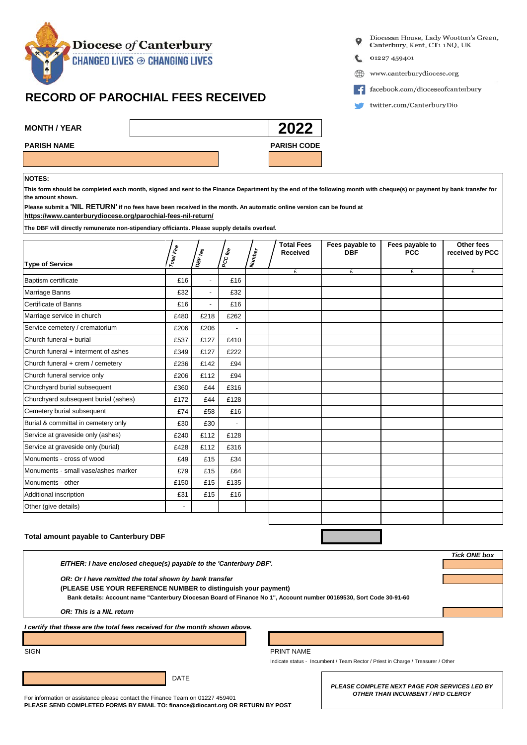**Diocese of Canterbury**
CHANGED LIVES ⊕ CHANGING LIVES

Diocesan House, Lady Wootton's Green, Canterbury, Kent, CT1 1NQ, UK
01227 459401
www.canterburydiocese.org
facebook.com/dioceseofcanterbury
twitter.com/CanterburyDio

# RECORD OF PAROCHIAL FEES RECEIVED

**MONTH / YEAR** | | **2022**

**PARISH NAME** | **PARISH CODE**

**NOTES:**

**This form should be completed each month, signed and sent to the Finance Department by the end of the following month with cheque(s) or payment by bank transfer for the amount shown.**

**Please submit a 'NIL RETURN' if no fees have been received in the month. An automatic online version can be found at**
**https://www.canterburydiocese.org/parochial-fees-nil-return/**

**The DBF will directly remunerate non-stipendiary officiants. Please supply details overleaf.**

| Type of Service | Total Fee | DBF fee | PCC fee | Number | Total Fees Received | Fees payable to DBF | Fees payable to PCC | Other fees received by PCC |
|---|---|---|---|---|---|---|---|---|
| | | | | | £ | £ | £ | £ |
| Baptism certificate | £16 | - | £16 | | | | | |
| Marriage Banns | £32 | - | £32 | | | | | |
| Certificate of Banns | £16 | - | £16 | | | | | |
| Marriage service in church | £480 | £218 | £262 | | | | | |
| Service cemetery / crematorium | £206 | £206 | - | | | | | |
| Church funeral + burial | £537 | £127 | £410 | | | | | |
| Church funeral + interment of ashes | £349 | £127 | £222 | | | | | |
| Church funeral + crem / cemetery | £236 | £142 | £94 | | | | | |
| Church funeral service only | £206 | £112 | £94 | | | | | |
| Churchyard burial subsequent | £360 | £44 | £316 | | | | | |
| Churchyard subsequent burial (ashes) | £172 | £44 | £128 | | | | | |
| Cemetery burial subsequent | £74 | £58 | £16 | | | | | |
| Burial & committal in cemetery only | £30 | £30 | - | | | | | |
| Service at graveside only (ashes) | £240 | £112 | £128 | | | | | |
| Service at graveside only (burial) | £428 | £112 | £316 | | | | | |
| Monuments - cross of wood | £49 | £15 | £34 | | | | | |
| Monuments - small vase/ashes marker | £79 | £15 | £64 | | | | | |
| Monuments - other | £150 | £15 | £135 | | | | | |
| Additional inscription | £31 | £15 | £16 | | | | | |
| Other (give details) | - | | | | | | | |
| | | | | | | | | |

**Total amount payable to Canterbury DBF**

| | ***Tick ONE box*** |
|---|---|
| ***EITHER: I have enclosed cheque(s) payable to the 'Canterbury DBF'.*** | |
| ***OR: Or I have remitted the total shown by bank transfer*** **(PLEASE USE YOUR REFERENCE NUMBER to distinguish your payment)** **Bank details: Account name "Canterbury Diocesan Board of Finance No 1", Account number 00169530, Sort Code 30-91-60** | |
| ***OR: This is a NIL return*** | |

***I certify that these are the total fees received for the month shown above.***

SIGN

PRINT NAME

Indicate status - Incumbent / Team Rector / Priest in Charge / Treasurer / Other

DATE

***PLEASE COMPLETE NEXT PAGE FOR SERVICES LED BY OTHER THAN INCUMBENT / HFD CLERGY***

For information or assistance please contact the Finance Team on 01227 459401
**PLEASE SEND COMPLETED FORMS BY EMAIL TO: finance@diocant.org OR RETURN BY POST**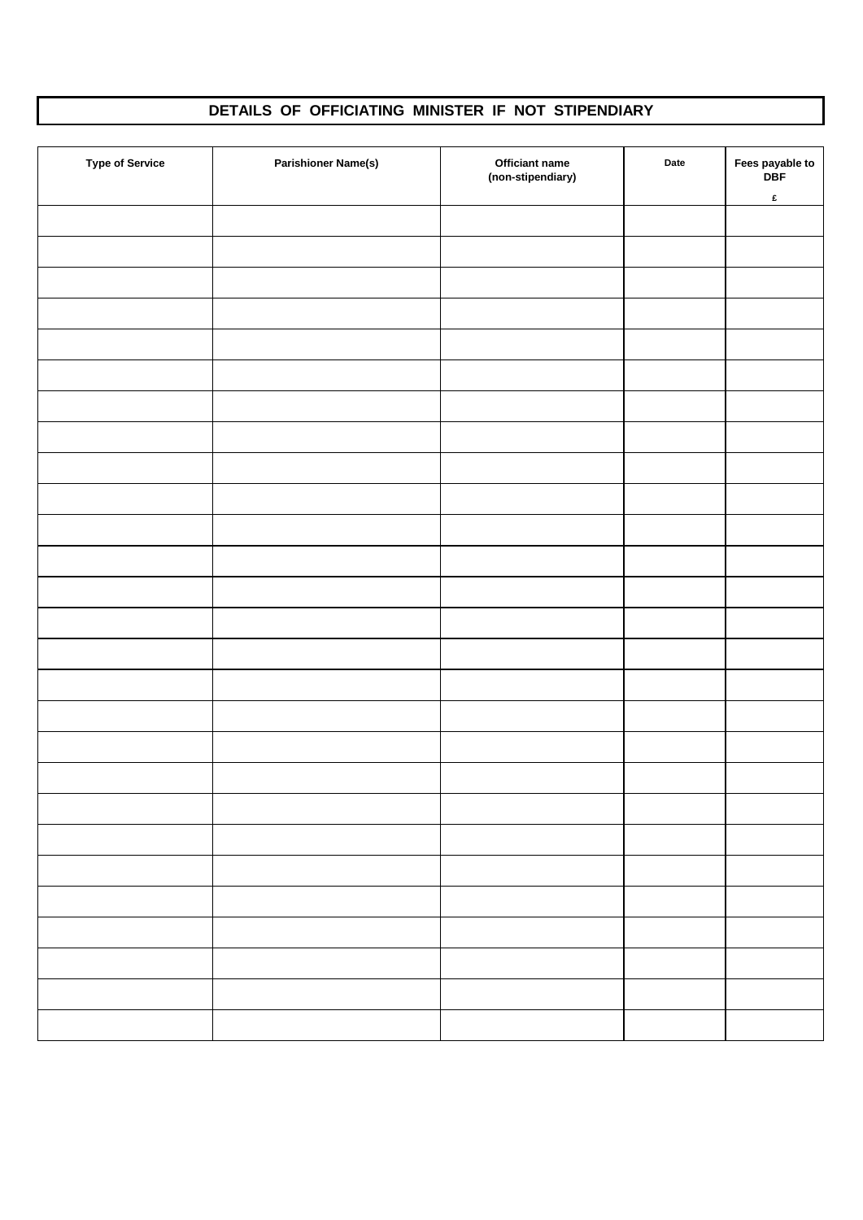## DETAILS OF OFFICIATING MINISTER IF NOT STIPENDIARY

| Type of Service | Parishioner Name(s) | Officiant name (non-stipendiary) | Date | Fees payable to DBF £ |
|---|---|---|---|---|
| | | | | |
| | | | | |
| | | | | |
| | | | | |
| | | | | |
| | | | | |
| | | | | |
| | | | | |
| | | | | |
| | | | | |
| | | | | |
| | | | | |
| | | | | |
| | | | | |
| | | | | |
| | | | | |
| | | | | |
| | | | | |
| | | | | |
| | | | | |
| | | | | |
| | | | | |
| | | | | |
| | | | | |
| | | | | |
| | | | | |
| | | | | |